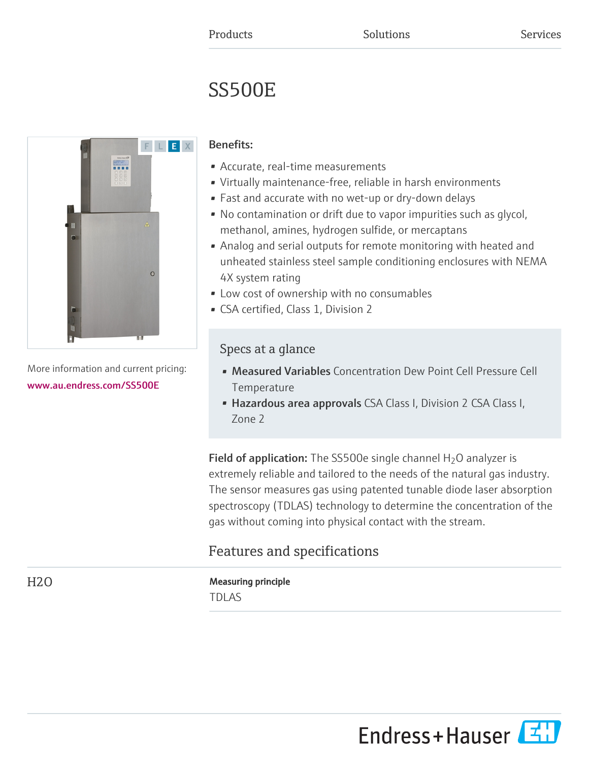Products Solutions Services

# SS500E

More information and current pricing:
www.au.endress.com/SS500E

**Benefits:**

- Accurate, real-time measurements
- Virtually maintenance-free, reliable in harsh environments
- Fast and accurate with no wet-up or dry-down delays
- No contamination or drift due to vapor impurities such as glycol, methanol, amines, hydrogen sulfide, or mercaptans
- Analog and serial outputs for remote monitoring with heated and unheated stainless steel sample conditioning enclosures with NEMA 4X system rating
- Low cost of ownership with no consumables
- CSA certified, Class 1, Division 2

## Specs at a glance

- **Measured Variables** Concentration Dew Point Cell Pressure Cell Temperature
- **Hazardous area approvals** CSA Class I, Division 2 CSA Class I, Zone 2

**Field of application:** The SS500e single channel $H_2O$ analyzer is extremely reliable and tailored to the needs of the natural gas industry. The sensor measures gas using patented tunable diode laser absorption spectroscopy (TDLAS) technology to determine the concentration of the gas without coming into physical contact with the stream.

## Features and specifications

### H2O

**Measuring principle**

TDLAS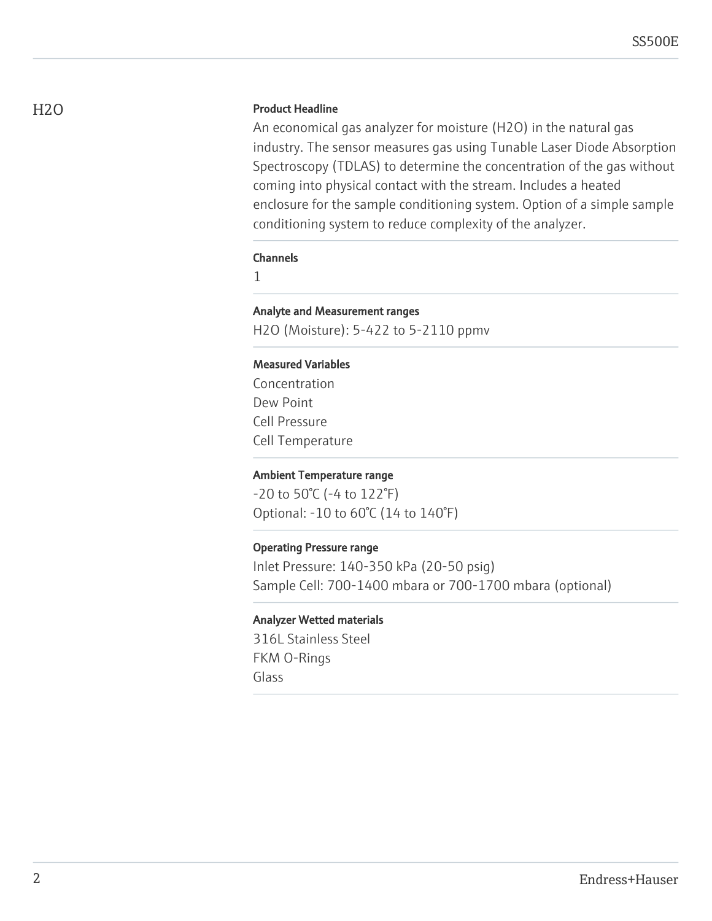## H2O

**Product Headline**

An economical gas analyzer for moisture ($H_2O$) in the natural gas industry. The sensor measures gas using Tunable Laser Diode Absorption Spectroscopy (TDLAS) to determine the concentration of the gas without coming into physical contact with the stream. Includes a heated enclosure for the sample conditioning system. Option of a simple sample conditioning system to reduce complexity of the analyzer.

**Channels**

1

**Analyte and Measurement ranges**

$H_2O$ (Moisture): 5-422 to 5-2110 ppmv

**Measured Variables**

Concentration
Dew Point
Cell Pressure
Cell Temperature

**Ambient Temperature range**

-20 to 50°C (-4 to 122°F)
Optional: -10 to 60°C (14 to 140°F)

**Operating Pressure range**

Inlet Pressure: 140-350 kPa (20-50 psig)
Sample Cell: 700-1400 mbara or 700-1700 mbara (optional)

**Analyzer Wetted materials**

316L Stainless Steel
FKM O-Rings
Glass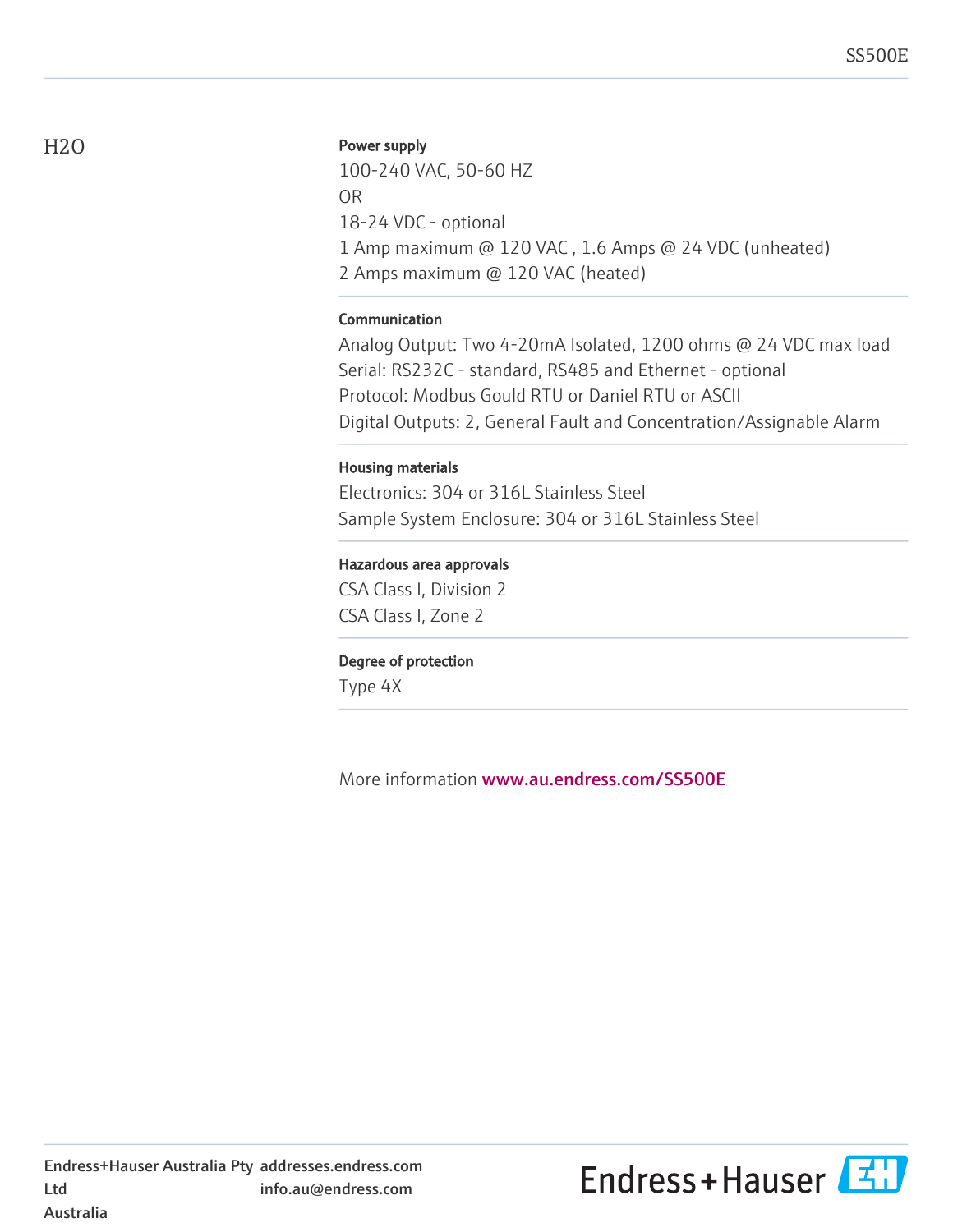## H2O

**Power supply**

100-240 VAC, 50-60 HZ
OR
18-24 VDC - optional
1 Amp maximum @ 120 VAC , 1.6 Amps @ 24 VDC (unheated)
2 Amps maximum @ 120 VAC (heated)

**Communication**

Analog Output: Two 4-20mA Isolated, 1200 ohms @ 24 VDC max load
Serial: RS232C - standard, RS485 and Ethernet - optional
Protocol: Modbus Gould RTU or Daniel RTU or ASCII
Digital Outputs: 2, General Fault and Concentration/Assignable Alarm

**Housing materials**

Electronics: 304 or 316L Stainless Steel
Sample System Enclosure: 304 or 316L Stainless Steel

**Hazardous area approvals**

CSA Class I, Division 2
CSA Class I, Zone 2

**Degree of protection**

Type 4X

More information **www.au.endress.com/SS500E**

Endress+Hauser Australia Pty Ltd
Australia

addresses.endress.com
info.au@endress.com